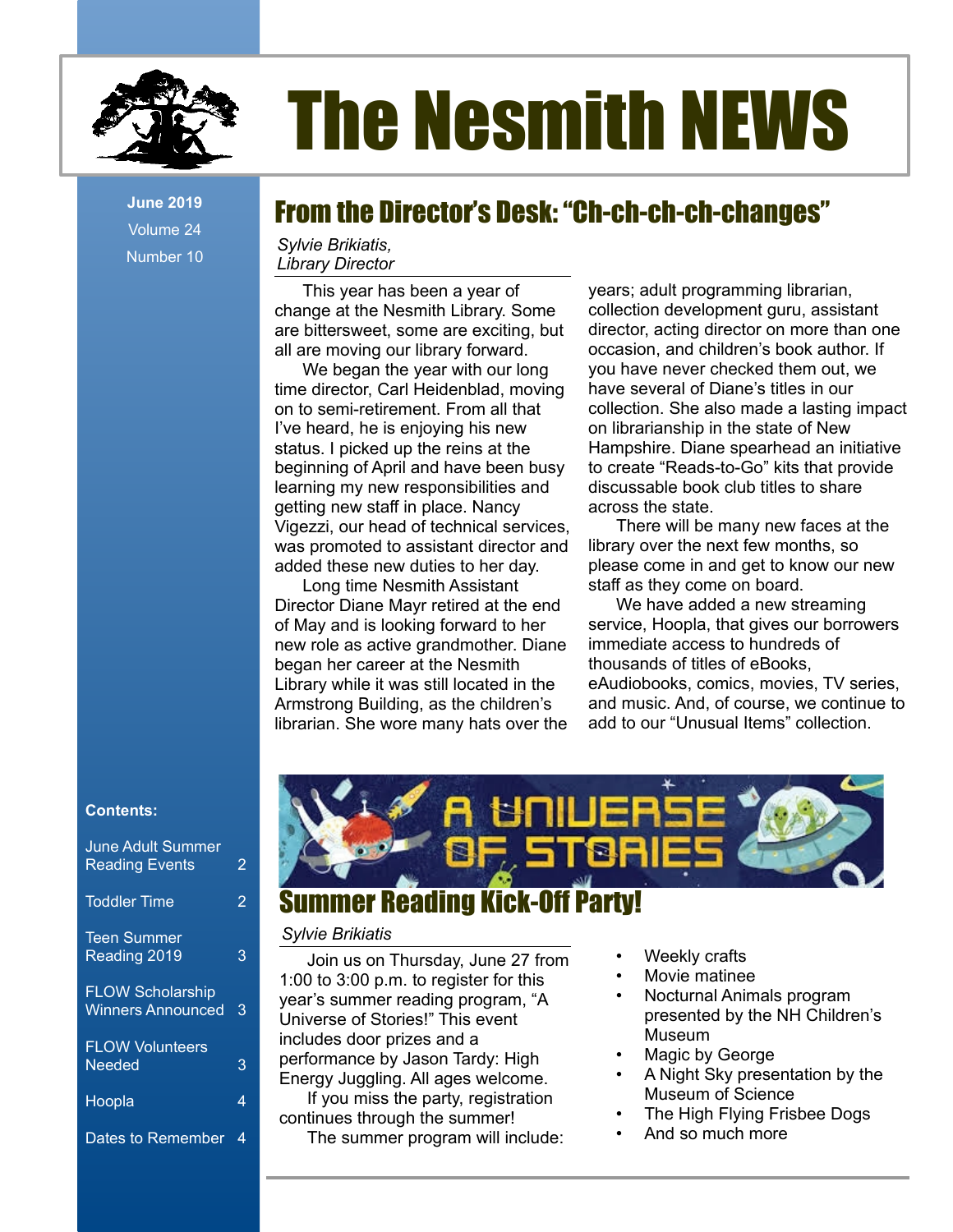# The Nesmith NEWS

June 2019
Volume 24
Number 10

## From the Director's Desk: "Ch-ch-ch-ch-changes"

*Sylvie Brikiatis,*
*Library Director*

This year has been a year of change at the Nesmith Library. Some are bittersweet, some are exciting, but all are moving our library forward.

We began the year with our long time director, Carl Heidenblad, moving on to semi-retirement. From all that I've heard, he is enjoying his new status. I picked up the reins at the beginning of April and have been busy learning my new responsibilities and getting new staff in place. Nancy Vigezzi, our head of technical services, was promoted to assistant director and added these new duties to her day.

Long time Nesmith Assistant Director Diane Mayr retired at the end of May and is looking forward to her new role as active grandmother. Diane began her career at the Nesmith Library while it was still located in the Armstrong Building, as the children's librarian. She wore many hats over the years; adult programming librarian, collection development guru, assistant director, acting director on more than one occasion, and children's book author. If you have never checked them out, we have several of Diane's titles in our collection. She also made a lasting impact on librarianship in the state of New Hampshire. Diane spearhead an initiative to create "Reads-to-Go" kits that provide discussable book club titles to share across the state.

There will be many new faces at the library over the next few months, so please come in and get to know our new staff as they come on board.

We have added a new streaming service, Hoopla, that gives our borrowers immediate access to hundreds of thousands of titles of eBooks, eAudiobooks, comics, movies, TV series, and music. And, of course, we continue to add to our "Unusual Items" collection.

A UNIVERSE OF STORIES

## Summer Reading Kick-Off Party!

*Sylvie Brikiatis*

Join us on Thursday, June 27 from 1:00 to 3:00 p.m. to register for this year's summer reading program, "A Universe of Stories!" This event includes door prizes and a performance by Jason Tardy: High Energy Juggling. All ages welcome.

If you miss the party, registration continues through the summer!

The summer program will include:

- Weekly crafts
- Movie matinee
- Nocturnal Animals program presented by the NH Children's Museum
- Magic by George
- A Night Sky presentation by the Museum of Science
- The High Flying Frisbee Dogs
- And so much more

**Contents:**

| | |
|---|---|
| June Adult Summer Reading Events | 2 |
| Toddler Time | 2 |
| Teen Summer Reading 2019 | 3 |
| FLOW Scholarship Winners Announced | 3 |
| FLOW Volunteers Needed | 3 |
| Hoopla | 4 |
| Dates to Remember | 4 |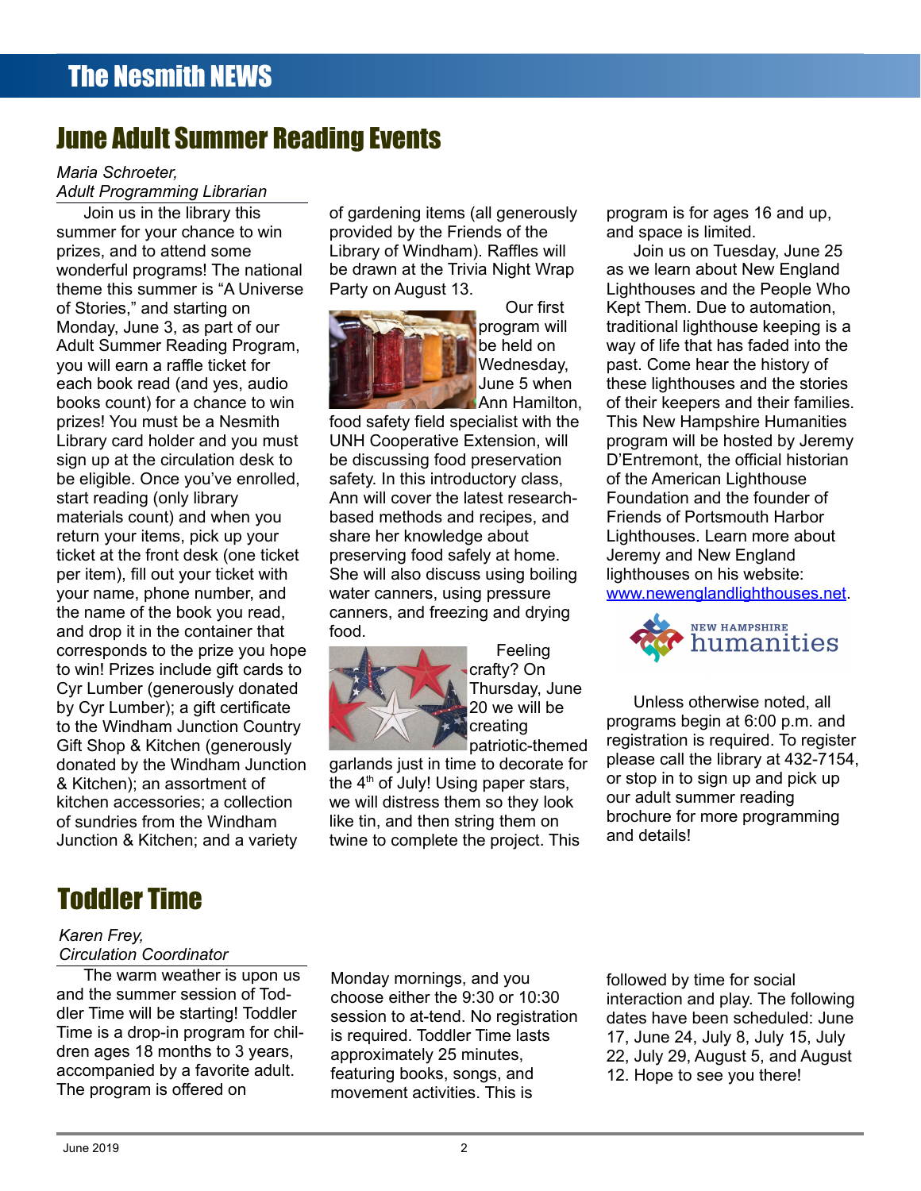# June Adult Summer Reading Events

*Maria Schroeter,*
*Adult Programming Librarian*

Join us in the library this summer for your chance to win prizes, and to attend some wonderful programs! The national theme this summer is "A Universe of Stories," and starting on Monday, June 3, as part of our Adult Summer Reading Program, you will earn a raffle ticket for each book read (and yes, audio books count) for a chance to win prizes! You must be a Nesmith Library card holder and you must sign up at the circulation desk to be eligible. Once you've enrolled, start reading (only library materials count) and when you return your items, pick up your ticket at the front desk (one ticket per item), fill out your ticket with your name, phone number, and the name of the book you read, and drop it in the container that corresponds to the prize you hope to win! Prizes include gift cards to Cyr Lumber (generously donated by Cyr Lumber); a gift certificate to the Windham Junction Country Gift Shop & Kitchen (generously donated by the Windham Junction & Kitchen); an assortment of kitchen accessories; a collection of sundries from the Windham Junction & Kitchen; and a variety of gardening items (all generously provided by the Friends of the Library of Windham). Raffles will be drawn at the Trivia Night Wrap Party on August 13.

Our first program will be held on Wednesday, June 5 when Ann Hamilton, food safety field specialist with the UNH Cooperative Extension, will be discussing food preservation safety. In this introductory class, Ann will cover the latest research-based methods and recipes, and share her knowledge about preserving food safely at home. She will also discuss using boiling water canners, using pressure canners, and freezing and drying food.

Feeling crafty? On Thursday, June 20 we will be creating patriotic-themed garlands just in time to decorate for the 4th of July! Using paper stars, we will distress them so they look like tin, and then string them on twine to complete the project. This program is for ages 16 and up, and space is limited.

Join us on Tuesday, June 25 as we learn about New England Lighthouses and the People Who Kept Them. Due to automation, traditional lighthouse keeping is a way of life that has faded into the past. Come hear the history of these lighthouses and the stories of their keepers and their families. This New Hampshire Humanities program will be hosted by Jeremy D'Entremont, the official historian of the American Lighthouse Foundation and the founder of Friends of Portsmouth Harbor Lighthouses. Learn more about Jeremy and New England lighthouses on his website: www.newenglandlighthouses.net.

Unless otherwise noted, all programs begin at 6:00 p.m. and registration is required. To register please call the library at 432-7154, or stop in to sign up and pick up our adult summer reading brochure for more programming and details!

# Toddler Time

*Karen Frey,*
*Circulation Coordinator*

The warm weather is upon us and the summer session of Toddler Time will be starting! Toddler Time is a drop-in program for children ages 18 months to 3 years, accompanied by a favorite adult. The program is offered on Monday mornings, and you choose either the 9:30 or 10:30 session to at-tend. No registration is required. Toddler Time lasts approximately 25 minutes, featuring books, songs, and movement activities. This is followed by time for social interaction and play. The following dates have been scheduled: June 17, June 24, July 8, July 15, July 22, July 29, August 5, and August 12. Hope to see you there!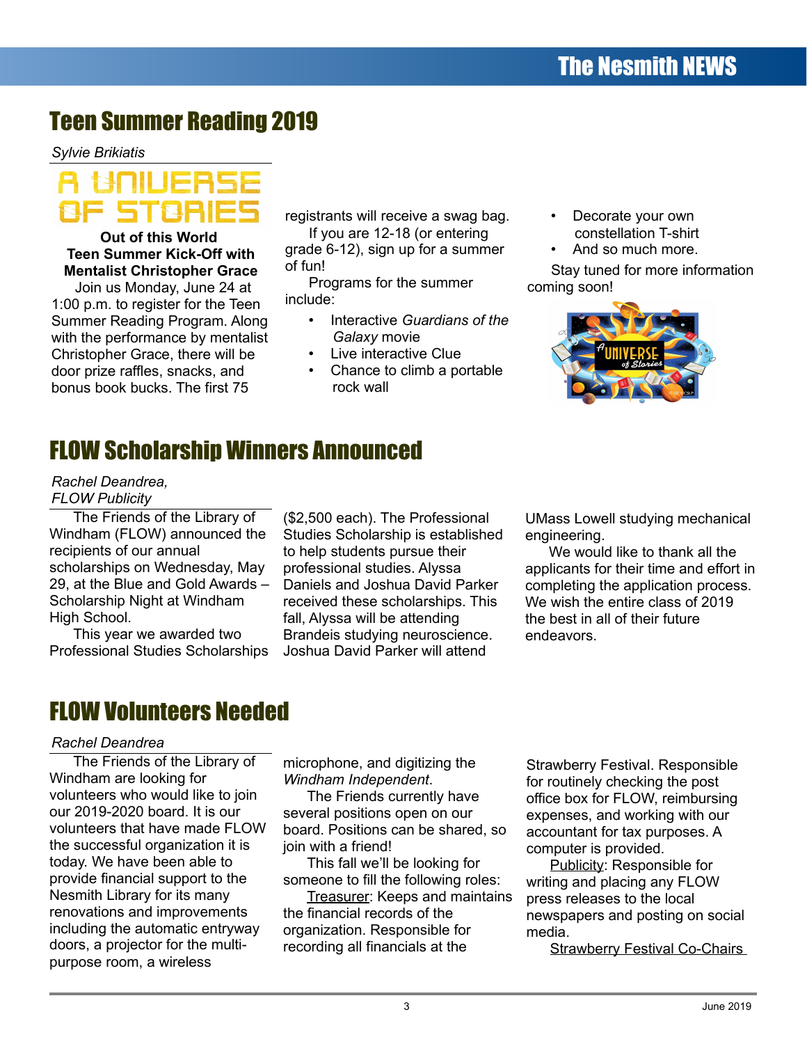## Teen Summer Reading 2019

*Sylvie Brikiatis*

A UNIVERSE OF STORIES

**Out of this World**
**Teen Summer Kick-Off with Mentalist Christopher Grace**

Join us Monday, June 24 at 1:00 p.m. to register for the Teen Summer Reading Program. Along with the performance by mentalist Christopher Grace, there will be door prize raffles, snacks, and bonus book bucks. The first 75 registrants will receive a swag bag.

If you are 12-18 (or entering grade 6-12), sign up for a summer of fun!

Programs for the summer include:

- Interactive *Guardians of the Galaxy* movie
- Live interactive Clue
- Chance to climb a portable rock wall
- Decorate your own constellation T-shirt
- And so much more.

Stay tuned for more information coming soon!

## FLOW Scholarship Winners Announced

*Rachel Deandrea, FLOW Publicity*

The Friends of the Library of Windham (FLOW) announced the recipients of our annual scholarships on Wednesday, May 29, at the Blue and Gold Awards – Scholarship Night at Windham High School.

This year we awarded two Professional Studies Scholarships ($2,500 each). The Professional Studies Scholarship is established to help students pursue their professional studies. Alyssa Daniels and Joshua David Parker received these scholarships. This fall, Alyssa will be attending Brandeis studying neuroscience. Joshua David Parker will attend UMass Lowell studying mechanical engineering.

We would like to thank all the applicants for their time and effort in completing the application process. We wish the entire class of 2019 the best in all of their future endeavors.

## FLOW Volunteers Needed

*Rachel Deandrea*

The Friends of the Library of Windham are looking for volunteers who would like to join our 2019-2020 board. It is our volunteers that have made FLOW the successful organization it is today. We have been able to provide financial support to the Nesmith Library for its many renovations and improvements including the automatic entryway doors, a projector for the multi-purpose room, a wireless microphone, and digitizing the *Windham Independent*.

The Friends currently have several positions open on our board. Positions can be shared, so join with a friend!

This fall we'll be looking for someone to fill the following roles:

Treasurer: Keeps and maintains the financial records of the organization. Responsible for recording all financials at the Strawberry Festival. Responsible for routinely checking the post office box for FLOW, reimbursing expenses, and working with our accountant for tax purposes. A computer is provided.

Publicity: Responsible for writing and placing any FLOW press releases to the local newspapers and posting on social media.

Strawberry Festival Co-Chairs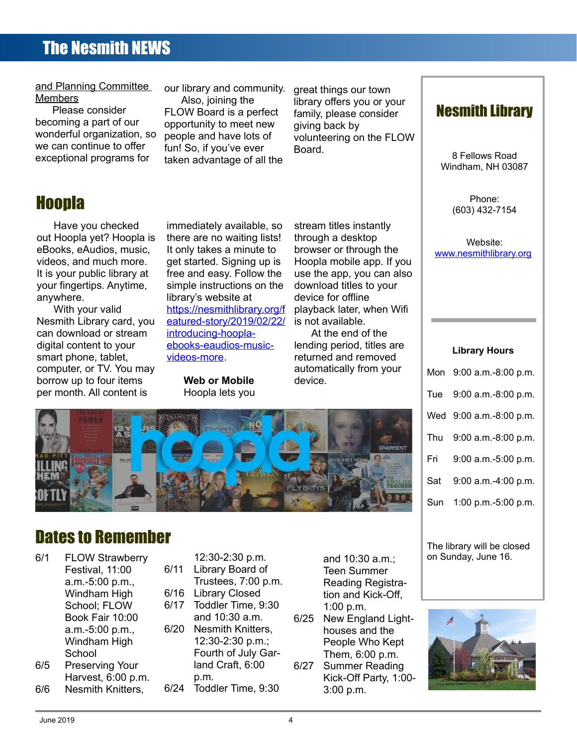and Planning Committee Members

Please consider becoming a part of our wonderful organization, so we can continue to offer exceptional programs for our library and community.

Also, joining the FLOW Board is a perfect opportunity to meet new people and have lots of fun! So, if you've ever taken advantage of all the great things our town library offers you or your family, please consider giving back by volunteering on the FLOW Board.

# Hoopla

Have you checked out Hoopla yet? Hoopla is eBooks, eAudios, music, videos, and much more. It is your public library at your fingertips. Anytime, anywhere.

With your valid Nesmith Library card, you can download or stream digital content to your smart phone, tablet, computer, or TV. You may borrow up to four items per month. All content is immediately available, so there are no waiting lists! It only takes a minute to get started. Signing up is free and easy. Follow the simple instructions on the library's website at https://nesmithlibrary.org/featured-story/2019/02/22/introducing-hoopla-ebooks-eaudios-music-videos-more.

**Web or Mobile**

Hoopla lets you stream titles instantly through a desktop browser or through the Hoopla mobile app. If you use the app, you can also download titles to your device for offline playback later, when Wifi is not available.

At the end of the lending period, titles are returned and removed automatically from your device.

# Dates to Remember

6/1 FLOW Strawberry Festival, 11:00 a.m.-5:00 p.m., Windham High School; FLOW Book Fair 10:00 a.m.-5:00 p.m., Windham High School

6/5 Preserving Your Harvest, 6:00 p.m.

6/6 Nesmith Knitters, 12:30-2:30 p.m.

6/11 Library Board of Trustees, 7:00 p.m.

6/16 Library Closed

6/17 Toddler Time, 9:30 and 10:30 a.m.

6/20 Nesmith Knitters, 12:30-2:30 p.m.; Fourth of July Garland Craft, 6:00 p.m.

6/24 Toddler Time, 9:30 and 10:30 a.m.; Teen Summer Reading Registration and Kick-Off, 1:00 p.m.

6/25 New England Lighthouses and the People Who Kept Them, 6:00 p.m.

6/27 Summer Reading Kick-Off Party, 1:00-3:00 p.m.

## Nesmith Library

8 Fellows Road
Windham, NH 03087

Phone:
(603) 432-7154

Website:
www.nesmithlibrary.org

**Library Hours**

| | |
|---|---|
| Mon | 9:00 a.m.-8:00 p.m. |
| Tue | 9:00 a.m.-8:00 p.m. |
| Wed | 9:00 a.m.-8:00 p.m. |
| Thu | 9:00 a.m.-8:00 p.m. |
| Fri | 9:00 a.m.-5:00 p.m. |
| Sat | 9:00 a.m.-4:00 p.m. |
| Sun | 1:00 p.m.-5:00 p.m. |

The library will be closed on Sunday, June 16.